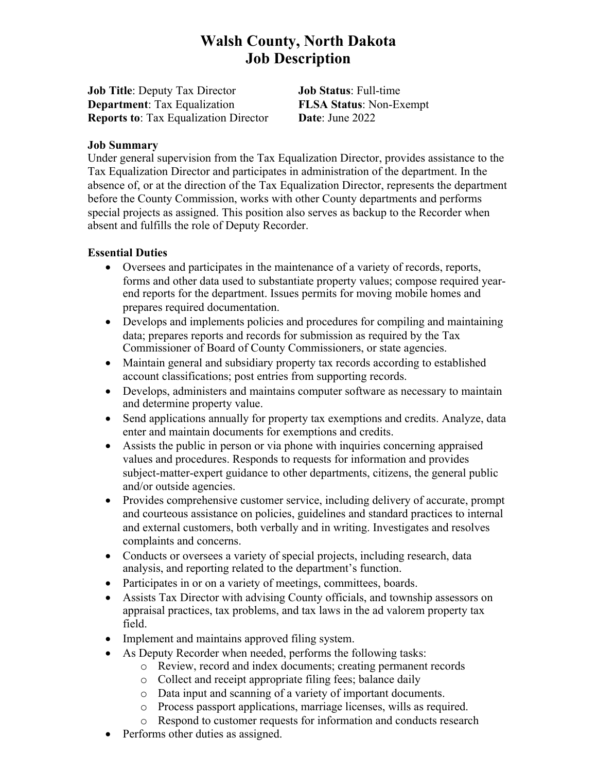# Walsh County, North Dakota
# Job Description

**Job Title**: Deputy Tax Director
**Department**: Tax Equalization
**Reports to**: Tax Equalization Director

**Job Status**: Full-time
**FLSA Status**: Non-Exempt
**Date**: June 2022

**Job Summary**

Under general supervision from the Tax Equalization Director, provides assistance to the Tax Equalization Director and participates in administration of the department. In the absence of, or at the direction of the Tax Equalization Director, represents the department before the County Commission, works with other County departments and performs special projects as assigned. This position also serves as backup to the Recorder when absent and fulfills the role of Deputy Recorder.

**Essential Duties**

- Oversees and participates in the maintenance of a variety of records, reports, forms and other data used to substantiate property values; compose required year-end reports for the department. Issues permits for moving mobile homes and prepares required documentation.
- Develops and implements policies and procedures for compiling and maintaining data; prepares reports and records for submission as required by the Tax Commissioner of Board of County Commissioners, or state agencies.
- Maintain general and subsidiary property tax records according to established account classifications; post entries from supporting records.
- Develops, administers and maintains computer software as necessary to maintain and determine property value.
- Send applications annually for property tax exemptions and credits. Analyze, data enter and maintain documents for exemptions and credits.
- Assists the public in person or via phone with inquiries concerning appraised values and procedures. Responds to requests for information and provides subject-matter-expert guidance to other departments, citizens, the general public and/or outside agencies.
- Provides comprehensive customer service, including delivery of accurate, prompt and courteous assistance on policies, guidelines and standard practices to internal and external customers, both verbally and in writing. Investigates and resolves complaints and concerns.
- Conducts or oversees a variety of special projects, including research, data analysis, and reporting related to the department's function.
- Participates in or on a variety of meetings, committees, boards.
- Assists Tax Director with advising County officials, and township assessors on appraisal practices, tax problems, and tax laws in the ad valorem property tax field.
- Implement and maintains approved filing system.
- As Deputy Recorder when needed, performs the following tasks:
  - Review, record and index documents; creating permanent records
  - Collect and receipt appropriate filing fees; balance daily
  - Data input and scanning of a variety of important documents.
  - Process passport applications, marriage licenses, wills as required.
  - Respond to customer requests for information and conducts research
- Performs other duties as assigned.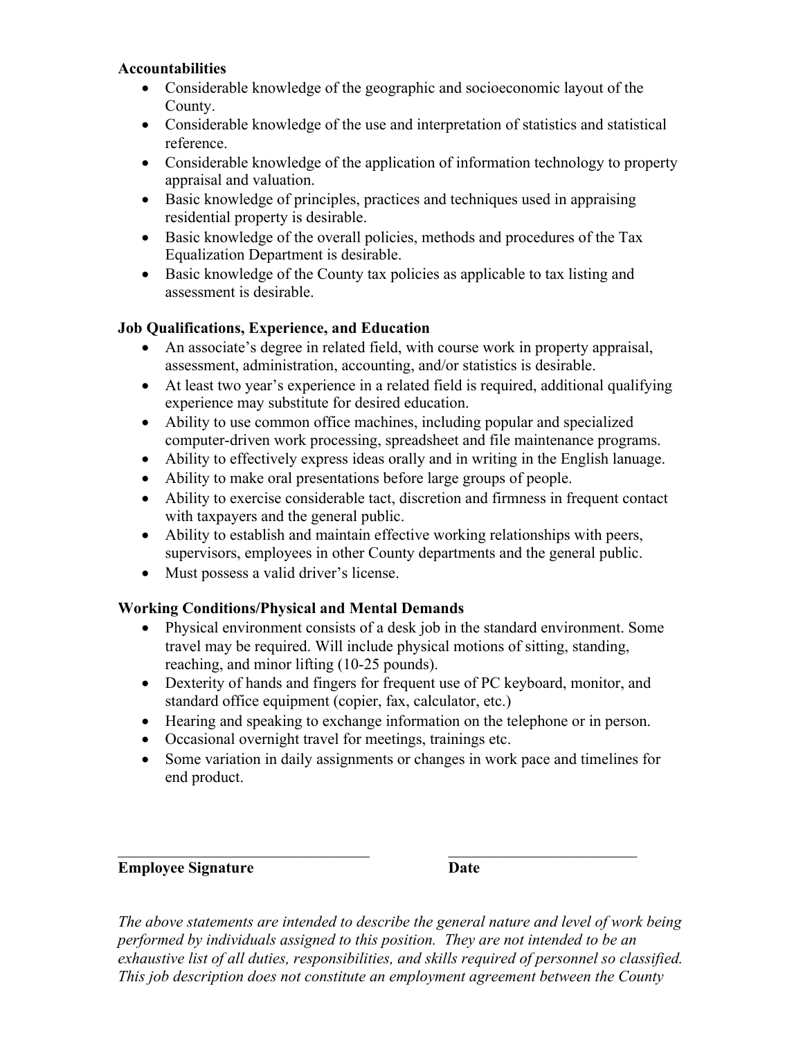**Accountabilities**

- Considerable knowledge of the geographic and socioeconomic layout of the County.
- Considerable knowledge of the use and interpretation of statistics and statistical reference.
- Considerable knowledge of the application of information technology to property appraisal and valuation.
- Basic knowledge of principles, practices and techniques used in appraising residential property is desirable.
- Basic knowledge of the overall policies, methods and procedures of the Tax Equalization Department is desirable.
- Basic knowledge of the County tax policies as applicable to tax listing and assessment is desirable.

**Job Qualifications, Experience, and Education**

- An associate's degree in related field, with course work in property appraisal, assessment, administration, accounting, and/or statistics is desirable.
- At least two year's experience in a related field is required, additional qualifying experience may substitute for desired education.
- Ability to use common office machines, including popular and specialized computer-driven work processing, spreadsheet and file maintenance programs.
- Ability to effectively express ideas orally and in writing in the English lanuage.
- Ability to make oral presentations before large groups of people.
- Ability to exercise considerable tact, discretion and firmness in frequent contact with taxpayers and the general public.
- Ability to establish and maintain effective working relationships with peers, supervisors, employees in other County departments and the general public.
- Must possess a valid driver's license.

**Working Conditions/Physical and Mental Demands**

- Physical environment consists of a desk job in the standard environment. Some travel may be required. Will include physical motions of sitting, standing, reaching, and minor lifting (10-25 pounds).
- Dexterity of hands and fingers for frequent use of PC keyboard, monitor, and standard office equipment (copier, fax, calculator, etc.)
- Hearing and speaking to exchange information on the telephone or in person.
- Occasional overnight travel for meetings, trainings etc.
- Some variation in daily assignments or changes in work pace and timelines for end product.

\_\_\_\_\_\_\_\_\_\_\_\_\_\_\_\_\_\_\_\_\_\_\_\_\_\_\_\_\_\_\_\_ &nbsp;&nbsp;&nbsp;&nbsp; \_\_\_\_\_\_\_\_\_\_\_\_\_\_\_\_\_\_\_\_\_\_\_\_

**Employee Signature** &nbsp;&nbsp;&nbsp;&nbsp;&nbsp;&nbsp;&nbsp;&nbsp;&nbsp;&nbsp;&nbsp;&nbsp;&nbsp;&nbsp;&nbsp;&nbsp;&nbsp;&nbsp;&nbsp;&nbsp; **Date**

*The above statements are intended to describe the general nature and level of work being performed by individuals assigned to this position. They are not intended to be an exhaustive list of all duties, responsibilities, and skills required of personnel so classified. This job description does not constitute an employment agreement between the County*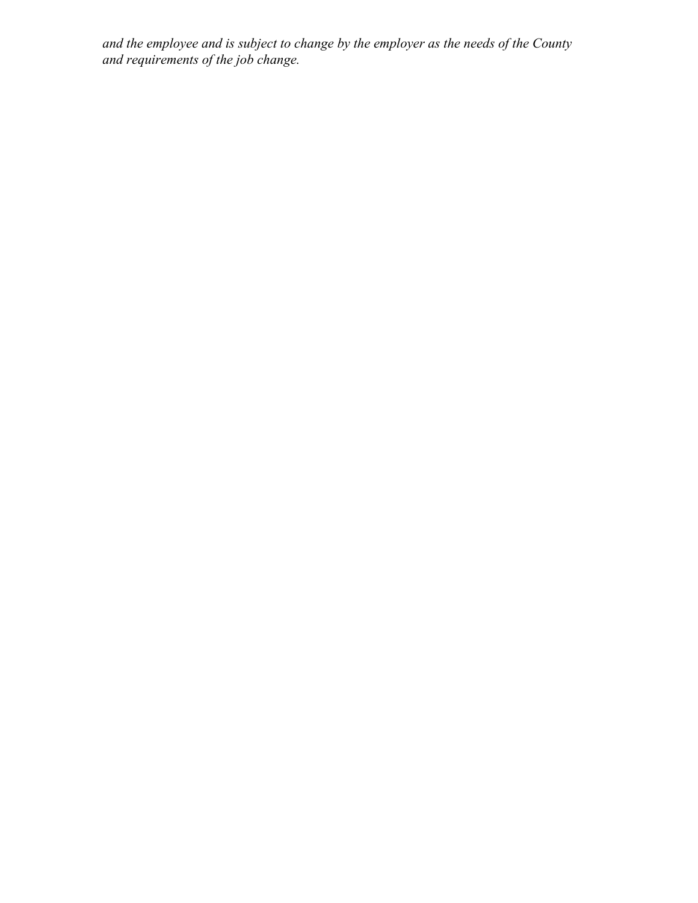*and the employee and is subject to change by the employer as the needs of the County and requirements of the job change.*